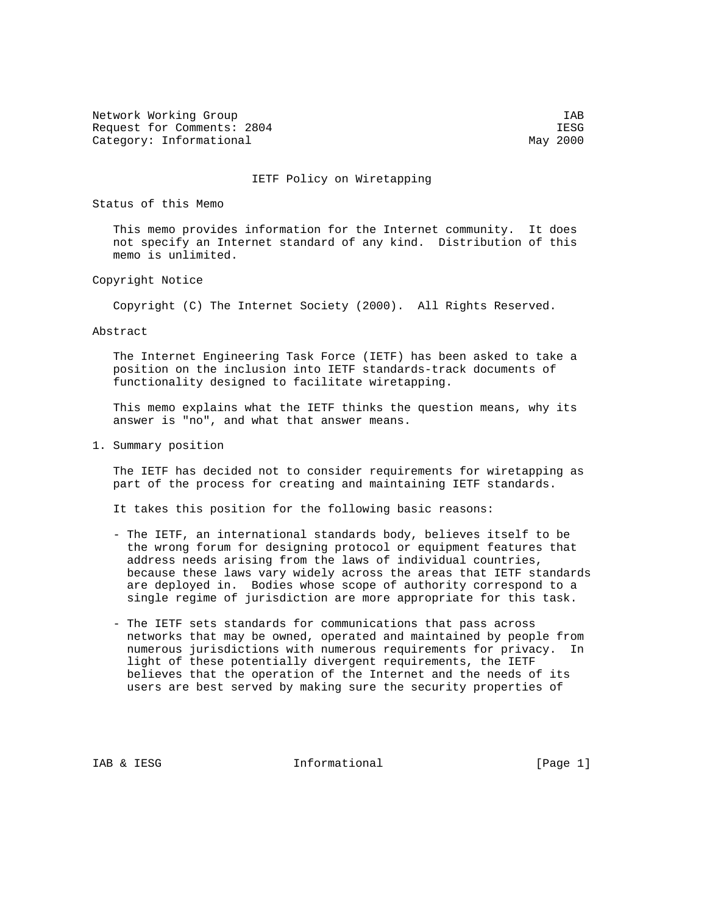Network Working Group IAB
Request for Comments: 2804 IESG
Category: Informational May 2000

# IETF Policy on Wiretapping

## Status of this Memo

This memo provides information for the Internet community. It does not specify an Internet standard of any kind. Distribution of this memo is unlimited.

## Copyright Notice

Copyright (C) The Internet Society (2000). All Rights Reserved.

## Abstract

The Internet Engineering Task Force (IETF) has been asked to take a position on the inclusion into IETF standards-track documents of functionality designed to facilitate wiretapping.

This memo explains what the IETF thinks the question means, why its answer is "no", and what that answer means.

## 1. Summary position

The IETF has decided not to consider requirements for wiretapping as part of the process for creating and maintaining IETF standards.

It takes this position for the following basic reasons:

- The IETF, an international standards body, believes itself to be the wrong forum for designing protocol or equipment features that address needs arising from the laws of individual countries, because these laws vary widely across the areas that IETF standards are deployed in. Bodies whose scope of authority correspond to a single regime of jurisdiction are more appropriate for this task.

- The IETF sets standards for communications that pass across networks that may be owned, operated and maintained by people from numerous jurisdictions with numerous requirements for privacy. In light of these potentially divergent requirements, the IETF believes that the operation of the Internet and the needs of its users are best served by making sure the security properties of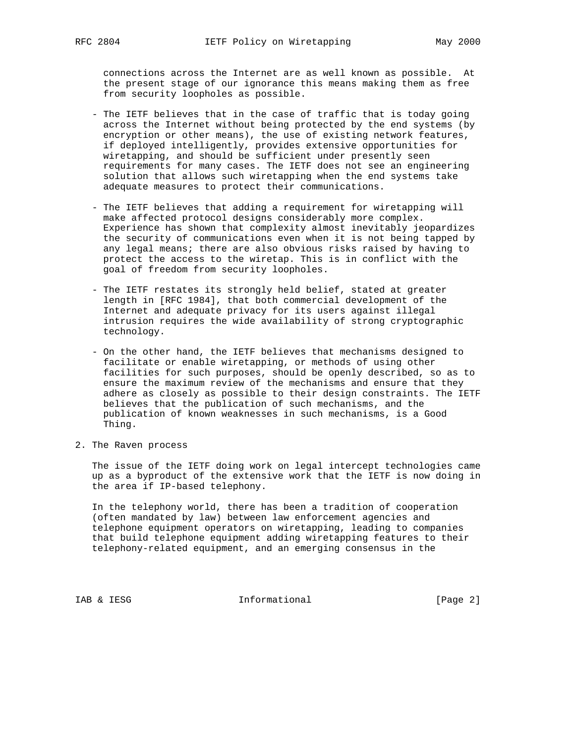connections across the Internet are as well known as possible. At the present stage of our ignorance this means making them as free from security loopholes as possible.

- The IETF believes that in the case of traffic that is today going across the Internet without being protected by the end systems (by encryption or other means), the use of existing network features, if deployed intelligently, provides extensive opportunities for wiretapping, and should be sufficient under presently seen requirements for many cases. The IETF does not see an engineering solution that allows such wiretapping when the end systems take adequate measures to protect their communications.

- The IETF believes that adding a requirement for wiretapping will make affected protocol designs considerably more complex. Experience has shown that complexity almost inevitably jeopardizes the security of communications even when it is not being tapped by any legal means; there are also obvious risks raised by having to protect the access to the wiretap. This is in conflict with the goal of freedom from security loopholes.

- The IETF restates its strongly held belief, stated at greater length in [RFC 1984], that both commercial development of the Internet and adequate privacy for its users against illegal intrusion requires the wide availability of strong cryptographic technology.

- On the other hand, the IETF believes that mechanisms designed to facilitate or enable wiretapping, or methods of using other facilities for such purposes, should be openly described, so as to ensure the maximum review of the mechanisms and ensure that they adhere as closely as possible to their design constraints. The IETF believes that the publication of such mechanisms, and the publication of known weaknesses in such mechanisms, is a Good Thing.

## 2. The Raven process

The issue of the IETF doing work on legal intercept technologies came up as a byproduct of the extensive work that the IETF is now doing in the area if IP-based telephony.

In the telephony world, there has been a tradition of cooperation (often mandated by law) between law enforcement agencies and telephone equipment operators on wiretapping, leading to companies that build telephone equipment adding wiretapping features to their telephony-related equipment, and an emerging consensus in the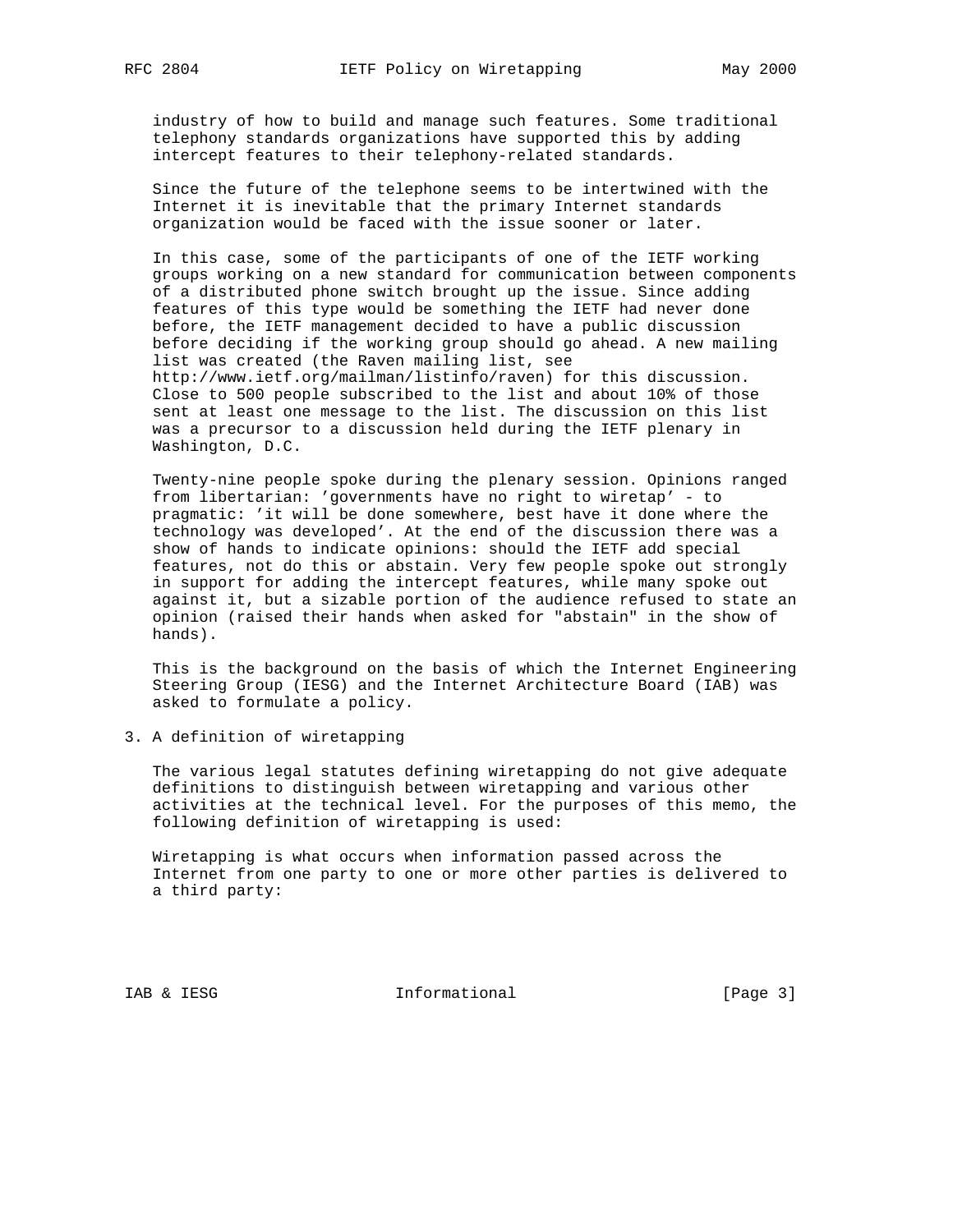industry of how to build and manage such features. Some traditional telephony standards organizations have supported this by adding intercept features to their telephony-related standards.

Since the future of the telephone seems to be intertwined with the Internet it is inevitable that the primary Internet standards organization would be faced with the issue sooner or later.

In this case, some of the participants of one of the IETF working groups working on a new standard for communication between components of a distributed phone switch brought up the issue. Since adding features of this type would be something the IETF had never done before, the IETF management decided to have a public discussion before deciding if the working group should go ahead. A new mailing list was created (the Raven mailing list, see http://www.ietf.org/mailman/listinfo/raven) for this discussion. Close to 500 people subscribed to the list and about 10% of those sent at least one message to the list. The discussion on this list was a precursor to a discussion held during the IETF plenary in Washington, D.C.

Twenty-nine people spoke during the plenary session. Opinions ranged from libertarian: 'governments have no right to wiretap' - to pragmatic: 'it will be done somewhere, best have it done where the technology was developed'. At the end of the discussion there was a show of hands to indicate opinions: should the IETF add special features, not do this or abstain. Very few people spoke out strongly in support for adding the intercept features, while many spoke out against it, but a sizable portion of the audience refused to state an opinion (raised their hands when asked for "abstain" in the show of hands).

This is the background on the basis of which the Internet Engineering Steering Group (IESG) and the Internet Architecture Board (IAB) was asked to formulate a policy.

## 3. A definition of wiretapping

The various legal statutes defining wiretapping do not give adequate definitions to distinguish between wiretapping and various other activities at the technical level. For the purposes of this memo, the following definition of wiretapping is used:

Wiretapping is what occurs when information passed across the Internet from one party to one or more other parties is delivered to a third party: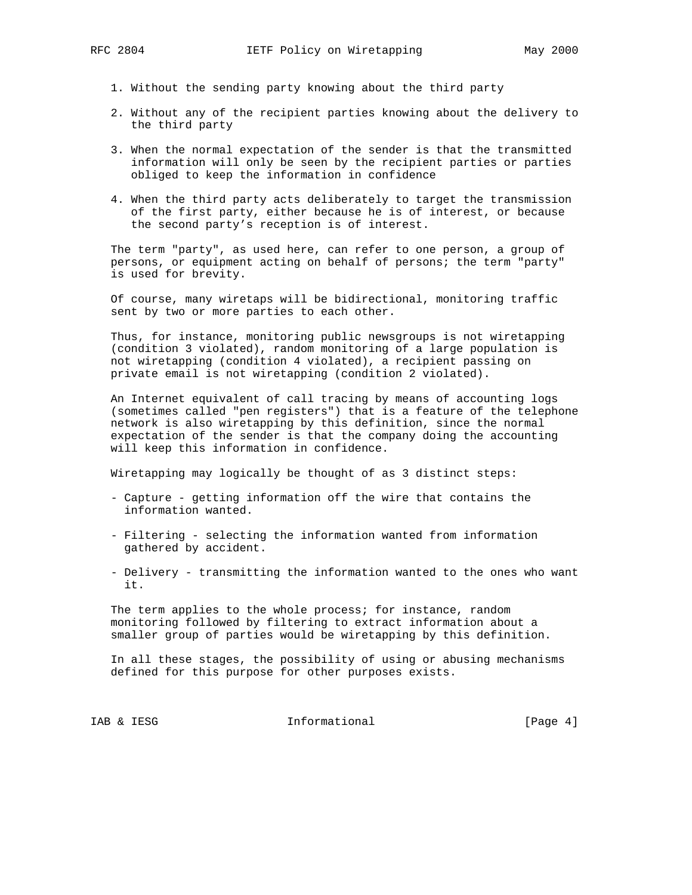1. Without the sending party knowing about the third party

2. Without any of the recipient parties knowing about the delivery to the third party

3. When the normal expectation of the sender is that the transmitted information will only be seen by the recipient parties or parties obliged to keep the information in confidence

4. When the third party acts deliberately to target the transmission of the first party, either because he is of interest, or because the second party's reception is of interest.

The term "party", as used here, can refer to one person, a group of persons, or equipment acting on behalf of persons; the term "party" is used for brevity.

Of course, many wiretaps will be bidirectional, monitoring traffic sent by two or more parties to each other.

Thus, for instance, monitoring public newsgroups is not wiretapping (condition 3 violated), random monitoring of a large population is not wiretapping (condition 4 violated), a recipient passing on private email is not wiretapping (condition 2 violated).

An Internet equivalent of call tracing by means of accounting logs (sometimes called "pen registers") that is a feature of the telephone network is also wiretapping by this definition, since the normal expectation of the sender is that the company doing the accounting will keep this information in confidence.

Wiretapping may logically be thought of as 3 distinct steps:

- Capture - getting information off the wire that contains the information wanted.

- Filtering - selecting the information wanted from information gathered by accident.

- Delivery - transmitting the information wanted to the ones who want it.

The term applies to the whole process; for instance, random monitoring followed by filtering to extract information about a smaller group of parties would be wiretapping by this definition.

In all these stages, the possibility of using or abusing mechanisms defined for this purpose for other purposes exists.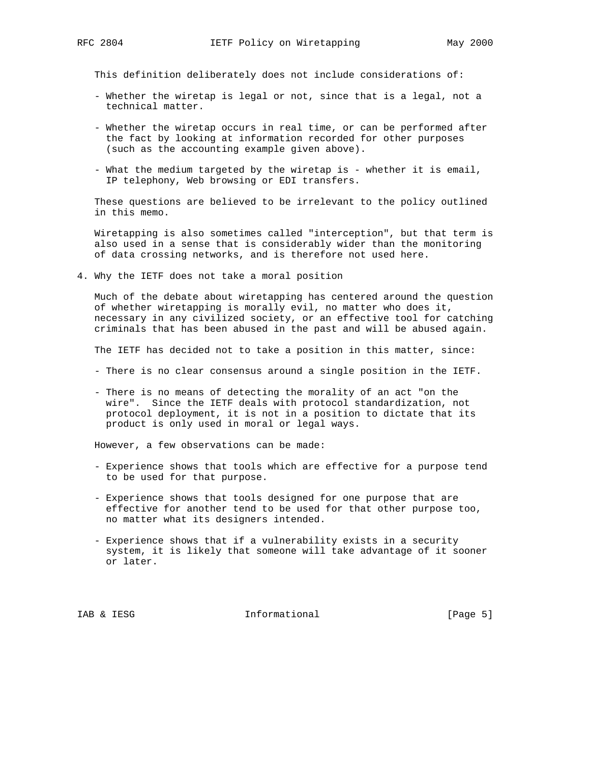This definition deliberately does not include considerations of:

- Whether the wiretap is legal or not, since that is a legal, not a technical matter.
- Whether the wiretap occurs in real time, or can be performed after the fact by looking at information recorded for other purposes (such as the accounting example given above).
- What the medium targeted by the wiretap is - whether it is email, IP telephony, Web browsing or EDI transfers.

These questions are believed to be irrelevant to the policy outlined in this memo.

Wiretapping is also sometimes called "interception", but that term is also used in a sense that is considerably wider than the monitoring of data crossing networks, and is therefore not used here.

## 4. Why the IETF does not take a moral position

Much of the debate about wiretapping has centered around the question of whether wiretapping is morally evil, no matter who does it, necessary in any civilized society, or an effective tool for catching criminals that has been abused in the past and will be abused again.

The IETF has decided not to take a position in this matter, since:

- There is no clear consensus around a single position in the IETF.
- There is no means of detecting the morality of an act "on the wire". Since the IETF deals with protocol standardization, not protocol deployment, it is not in a position to dictate that its product is only used in moral or legal ways.

However, a few observations can be made:

- Experience shows that tools which are effective for a purpose tend to be used for that purpose.
- Experience shows that tools designed for one purpose that are effective for another tend to be used for that other purpose too, no matter what its designers intended.
- Experience shows that if a vulnerability exists in a security system, it is likely that someone will take advantage of it sooner or later.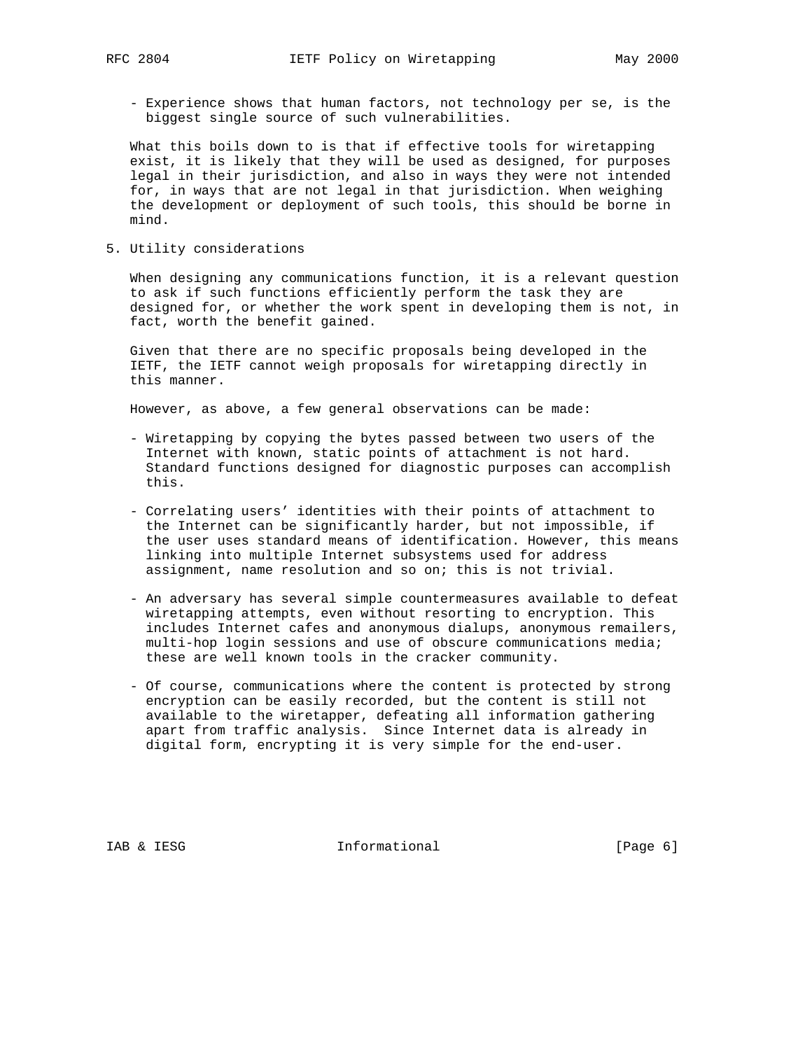- Experience shows that human factors, not technology per se, is the biggest single source of such vulnerabilities.

What this boils down to is that if effective tools for wiretapping exist, it is likely that they will be used as designed, for purposes legal in their jurisdiction, and also in ways they were not intended for, in ways that are not legal in that jurisdiction. When weighing the development or deployment of such tools, this should be borne in mind.

## 5. Utility considerations

When designing any communications function, it is a relevant question to ask if such functions efficiently perform the task they are designed for, or whether the work spent in developing them is not, in fact, worth the benefit gained.

Given that there are no specific proposals being developed in the IETF, the IETF cannot weigh proposals for wiretapping directly in this manner.

However, as above, a few general observations can be made:

- Wiretapping by copying the bytes passed between two users of the Internet with known, static points of attachment is not hard. Standard functions designed for diagnostic purposes can accomplish this.

- Correlating users' identities with their points of attachment to the Internet can be significantly harder, but not impossible, if the user uses standard means of identification. However, this means linking into multiple Internet subsystems used for address assignment, name resolution and so on; this is not trivial.

- An adversary has several simple countermeasures available to defeat wiretapping attempts, even without resorting to encryption. This includes Internet cafes and anonymous dialups, anonymous remailers, multi-hop login sessions and use of obscure communications media; these are well known tools in the cracker community.

- Of course, communications where the content is protected by strong encryption can be easily recorded, but the content is still not available to the wiretapper, defeating all information gathering apart from traffic analysis. Since Internet data is already in digital form, encrypting it is very simple for the end-user.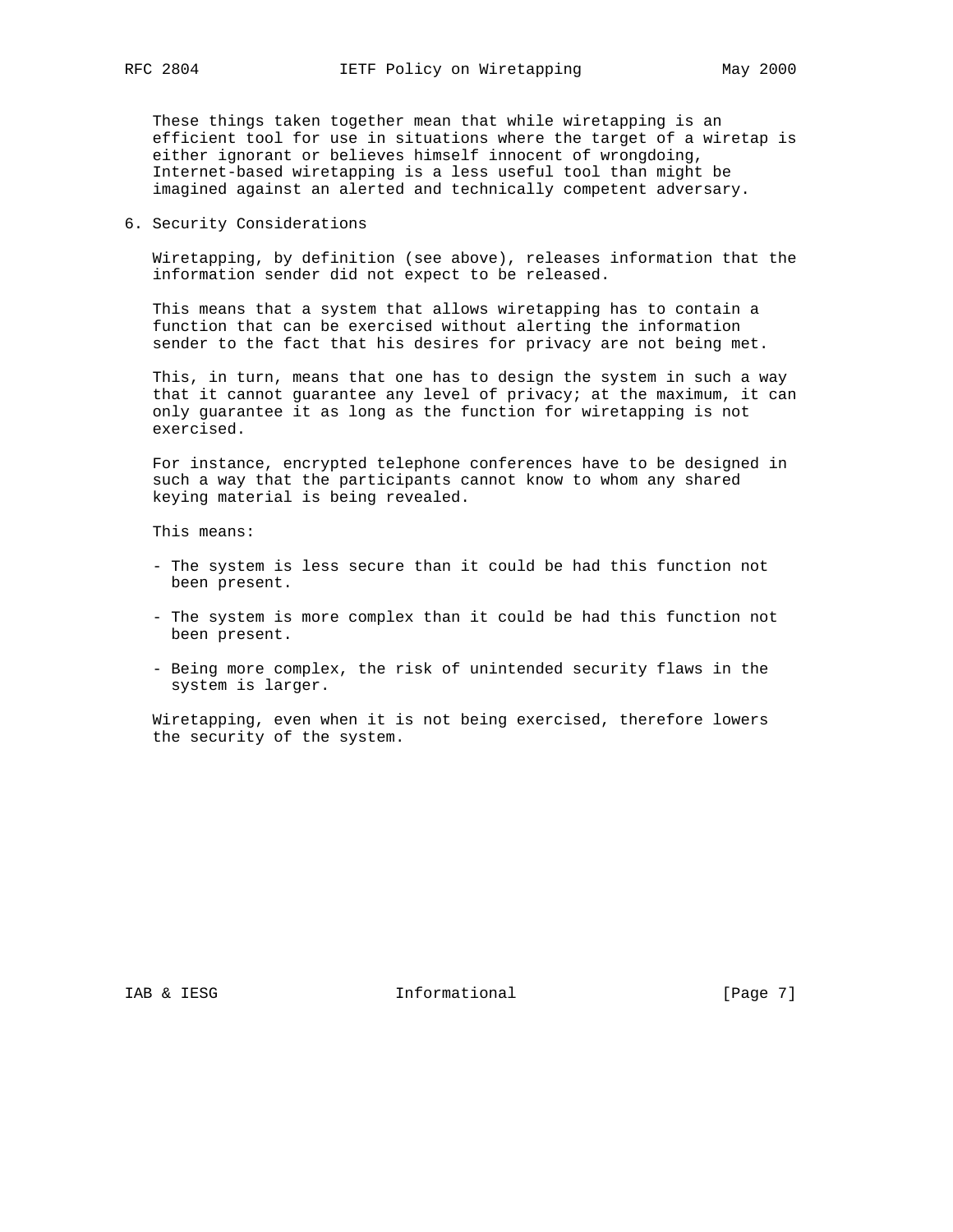These things taken together mean that while wiretapping is an efficient tool for use in situations where the target of a wiretap is either ignorant or believes himself innocent of wrongdoing, Internet-based wiretapping is a less useful tool than might be imagined against an alerted and technically competent adversary.

## 6. Security Considerations

Wiretapping, by definition (see above), releases information that the information sender did not expect to be released.

This means that a system that allows wiretapping has to contain a function that can be exercised without alerting the information sender to the fact that his desires for privacy are not being met.

This, in turn, means that one has to design the system in such a way that it cannot guarantee any level of privacy; at the maximum, it can only guarantee it as long as the function for wiretapping is not exercised.

For instance, encrypted telephone conferences have to be designed in such a way that the participants cannot know to whom any shared keying material is being revealed.

This means:

- The system is less secure than it could be had this function not been present.
- The system is more complex than it could be had this function not been present.
- Being more complex, the risk of unintended security flaws in the system is larger.

Wiretapping, even when it is not being exercised, therefore lowers the security of the system.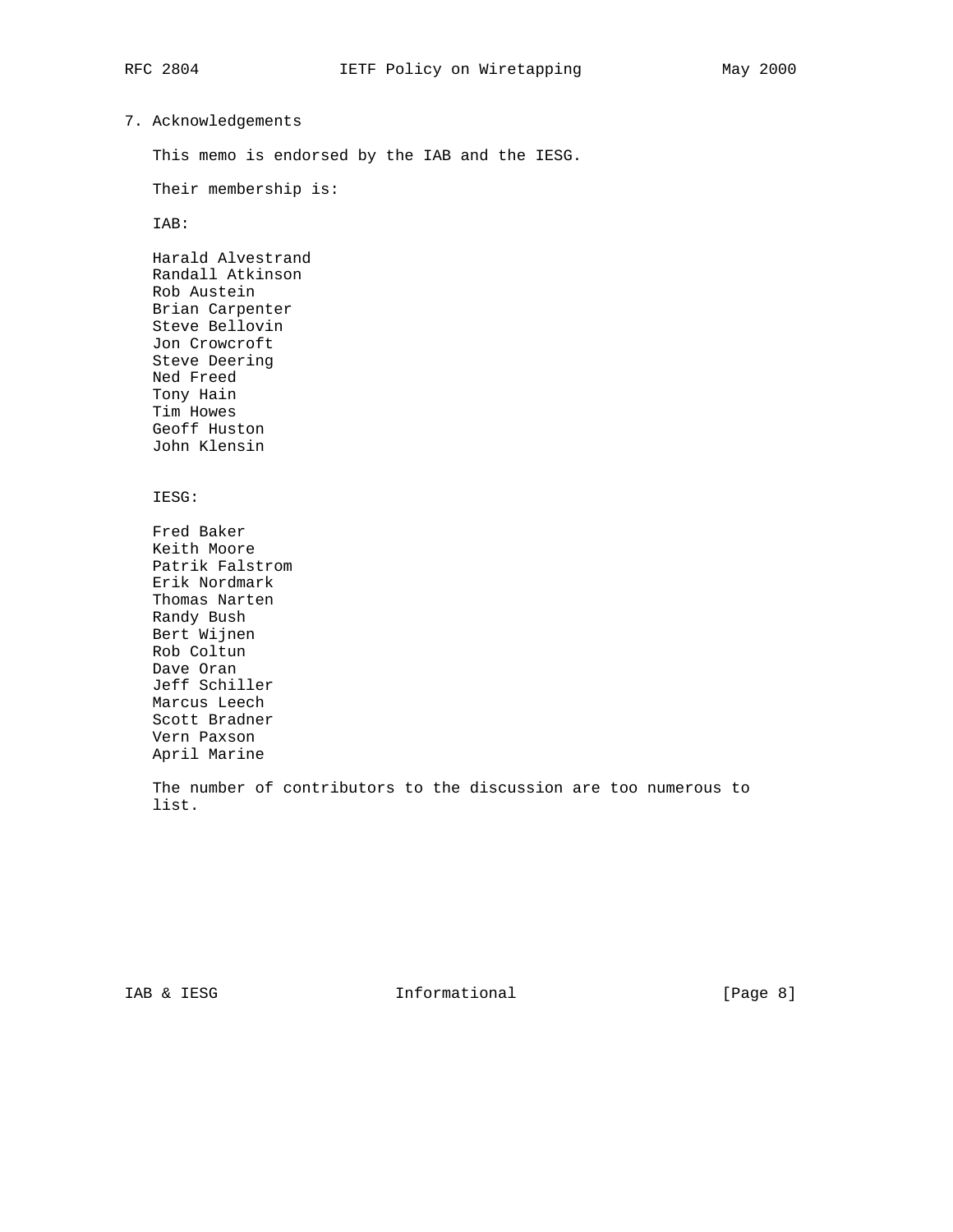## 7. Acknowledgements

This memo is endorsed by the IAB and the IESG.

Their membership is:

IAB:

Harald Alvestrand
Randall Atkinson
Rob Austein
Brian Carpenter
Steve Bellovin
Jon Crowcroft
Steve Deering
Ned Freed
Tony Hain
Tim Howes
Geoff Huston
John Klensin

IESG:

Fred Baker
Keith Moore
Patrik Falstrom
Erik Nordmark
Thomas Narten
Randy Bush
Bert Wijnen
Rob Coltun
Dave Oran
Jeff Schiller
Marcus Leech
Scott Bradner
Vern Paxson
April Marine

The number of contributors to the discussion are too numerous to list.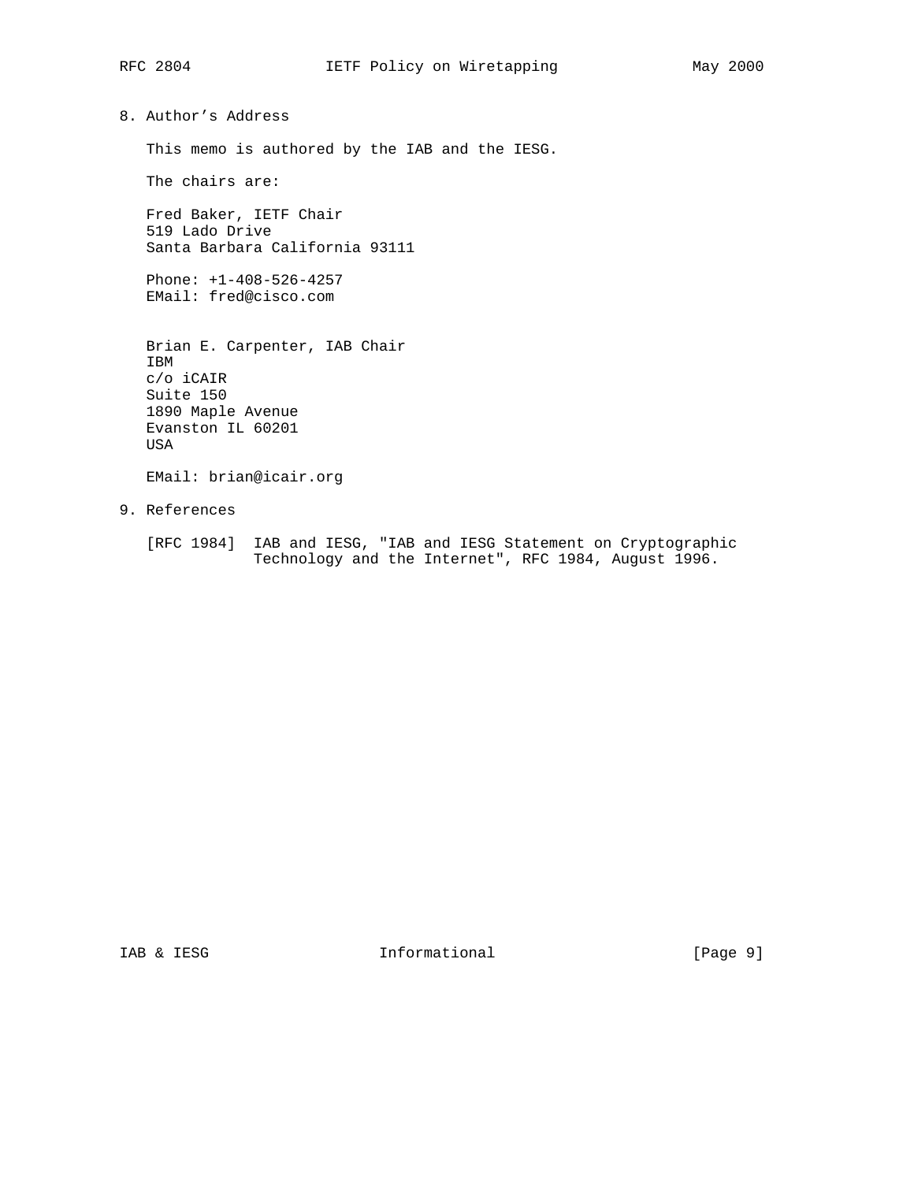## 8. Author's Address

This memo is authored by the IAB and the IESG.

The chairs are:

Fred Baker, IETF Chair
519 Lado Drive
Santa Barbara California 93111

Phone: +1-408-526-4257
EMail: fred@cisco.com

Brian E. Carpenter, IAB Chair
IBM
c/o iCAIR
Suite 150
1890 Maple Avenue
Evanston IL 60201
USA

EMail: brian@icair.org

## 9. References

[RFC 1984] IAB and IESG, "IAB and IESG Statement on Cryptographic Technology and the Internet", RFC 1984, August 1996.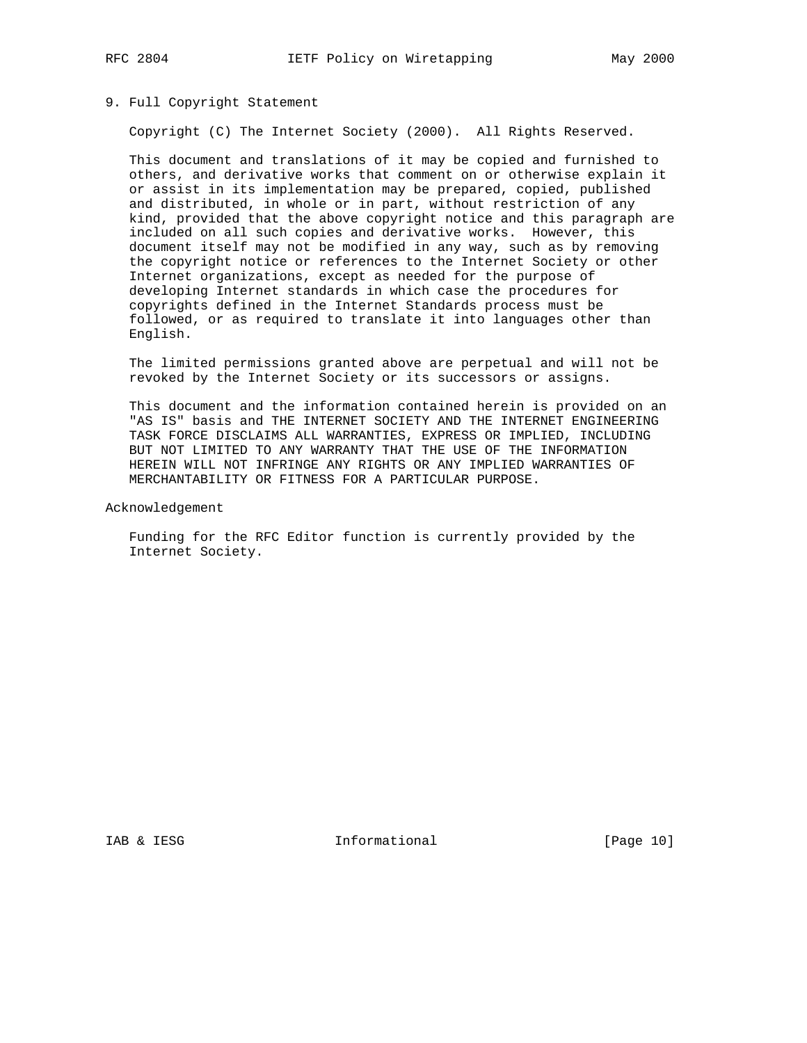## 9. Full Copyright Statement

Copyright (C) The Internet Society (2000). All Rights Reserved.

This document and translations of it may be copied and furnished to others, and derivative works that comment on or otherwise explain it or assist in its implementation may be prepared, copied, published and distributed, in whole or in part, without restriction of any kind, provided that the above copyright notice and this paragraph are included on all such copies and derivative works. However, this document itself may not be modified in any way, such as by removing the copyright notice or references to the Internet Society or other Internet organizations, except as needed for the purpose of developing Internet standards in which case the procedures for copyrights defined in the Internet Standards process must be followed, or as required to translate it into languages other than English.

The limited permissions granted above are perpetual and will not be revoked by the Internet Society or its successors or assigns.

This document and the information contained herein is provided on an "AS IS" basis and THE INTERNET SOCIETY AND THE INTERNET ENGINEERING TASK FORCE DISCLAIMS ALL WARRANTIES, EXPRESS OR IMPLIED, INCLUDING BUT NOT LIMITED TO ANY WARRANTY THAT THE USE OF THE INFORMATION HEREIN WILL NOT INFRINGE ANY RIGHTS OR ANY IMPLIED WARRANTIES OF MERCHANTABILITY OR FITNESS FOR A PARTICULAR PURPOSE.

## Acknowledgement

Funding for the RFC Editor function is currently provided by the Internet Society.